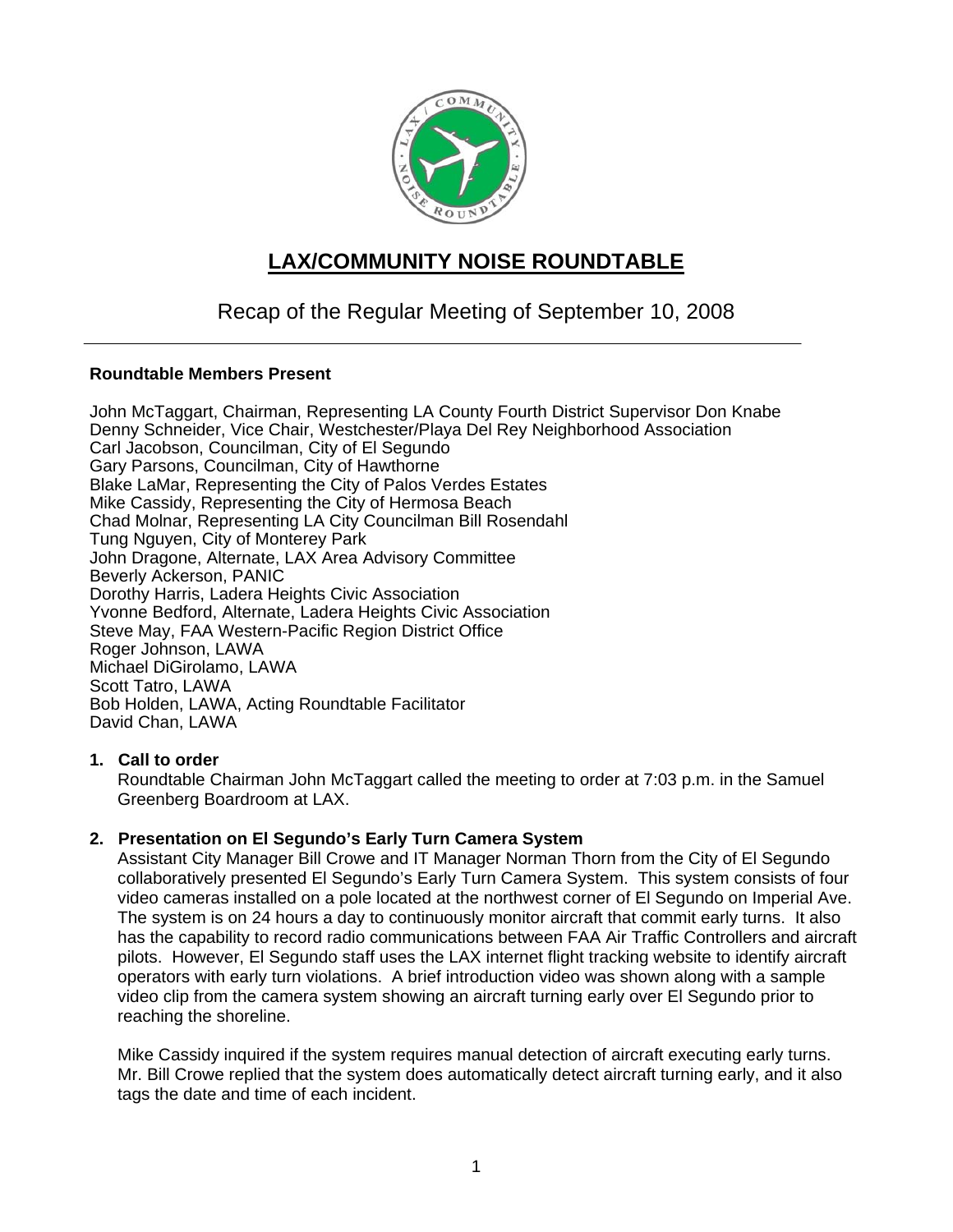# LAX/COMMUNITY NOISE ROUNDTABLE

## Recap of the Regular Meeting of September 10, 2008

---

**Roundtable Members Present**

John McTaggart, Chairman, Representing LA County Fourth District Supervisor Don Knabe
Denny Schneider, Vice Chair, Westchester/Playa Del Rey Neighborhood Association
Carl Jacobson, Councilman, City of El Segundo
Gary Parsons, Councilman, City of Hawthorne
Blake LaMar, Representing the City of Palos Verdes Estates
Mike Cassidy, Representing the City of Hermosa Beach
Chad Molnar, Representing LA City Councilman Bill Rosendahl
Tung Nguyen, City of Monterey Park
John Dragone, Alternate, LAX Area Advisory Committee
Beverly Ackerson, PANIC
Dorothy Harris, Ladera Heights Civic Association
Yvonne Bedford, Alternate, Ladera Heights Civic Association
Steve May, FAA Western-Pacific Region District Office
Roger Johnson, LAWA
Michael DiGirolamo, LAWA
Scott Tatro, LAWA
Bob Holden, LAWA, Acting Roundtable Facilitator
David Chan, LAWA

1. **Call to order**
   Roundtable Chairman John McTaggart called the meeting to order at 7:03 p.m. in the Samuel Greenberg Boardroom at LAX.

2. **Presentation on El Segundo's Early Turn Camera System**
   Assistant City Manager Bill Crowe and IT Manager Norman Thorn from the City of El Segundo collaboratively presented El Segundo's Early Turn Camera System. This system consists of four video cameras installed on a pole located at the northwest corner of El Segundo on Imperial Ave. The system is on 24 hours a day to continuously monitor aircraft that commit early turns. It also has the capability to record radio communications between FAA Air Traffic Controllers and aircraft pilots. However, El Segundo staff uses the LAX internet flight tracking website to identify aircraft operators with early turn violations. A brief introduction video was shown along with a sample video clip from the camera system showing an aircraft turning early over El Segundo prior to reaching the shoreline.

   Mike Cassidy inquired if the system requires manual detection of aircraft executing early turns. Mr. Bill Crowe replied that the system does automatically detect aircraft turning early, and it also tags the date and time of each incident.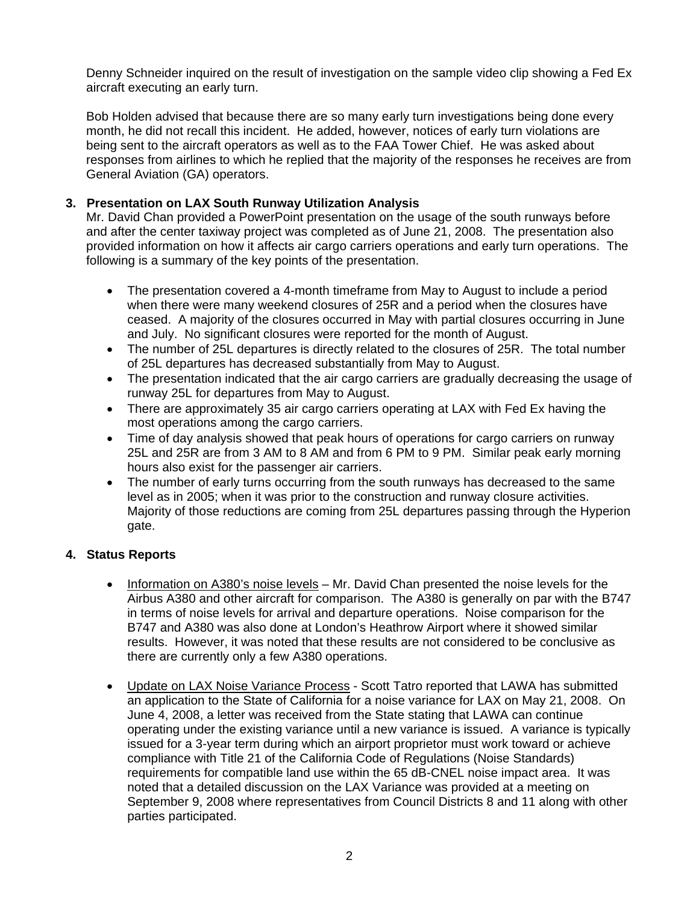Denny Schneider inquired on the result of investigation on the sample video clip showing a Fed Ex aircraft executing an early turn.

Bob Holden advised that because there are so many early turn investigations being done every month, he did not recall this incident. He added, however, notices of early turn violations are being sent to the aircraft operators as well as to the FAA Tower Chief. He was asked about responses from airlines to which he replied that the majority of the responses he receives are from General Aviation (GA) operators.

**3. Presentation on LAX South Runway Utilization Analysis**

Mr. David Chan provided a PowerPoint presentation on the usage of the south runways before and after the center taxiway project was completed as of June 21, 2008. The presentation also provided information on how it affects air cargo carriers operations and early turn operations. The following is a summary of the key points of the presentation.

- The presentation covered a 4-month timeframe from May to August to include a period when there were many weekend closures of 25R and a period when the closures have ceased. A majority of the closures occurred in May with partial closures occurring in June and July. No significant closures were reported for the month of August.
- The number of 25L departures is directly related to the closures of 25R. The total number of 25L departures has decreased substantially from May to August.
- The presentation indicated that the air cargo carriers are gradually decreasing the usage of runway 25L for departures from May to August.
- There are approximately 35 air cargo carriers operating at LAX with Fed Ex having the most operations among the cargo carriers.
- Time of day analysis showed that peak hours of operations for cargo carriers on runway 25L and 25R are from 3 AM to 8 AM and from 6 PM to 9 PM. Similar peak early morning hours also exist for the passenger air carriers.
- The number of early turns occurring from the south runways has decreased to the same level as in 2005; when it was prior to the construction and runway closure activities. Majority of those reductions are coming from 25L departures passing through the Hyperion gate.

**4. Status Reports**

- Information on A380's noise levels – Mr. David Chan presented the noise levels for the Airbus A380 and other aircraft for comparison. The A380 is generally on par with the B747 in terms of noise levels for arrival and departure operations. Noise comparison for the B747 and A380 was also done at London's Heathrow Airport where it showed similar results. However, it was noted that these results are not considered to be conclusive as there are currently only a few A380 operations.

- Update on LAX Noise Variance Process - Scott Tatro reported that LAWA has submitted an application to the State of California for a noise variance for LAX on May 21, 2008. On June 4, 2008, a letter was received from the State stating that LAWA can continue operating under the existing variance until a new variance is issued. A variance is typically issued for a 3-year term during which an airport proprietor must work toward or achieve compliance with Title 21 of the California Code of Regulations (Noise Standards) requirements for compatible land use within the 65 dB-CNEL noise impact area. It was noted that a detailed discussion on the LAX Variance was provided at a meeting on September 9, 2008 where representatives from Council Districts 8 and 11 along with other parties participated.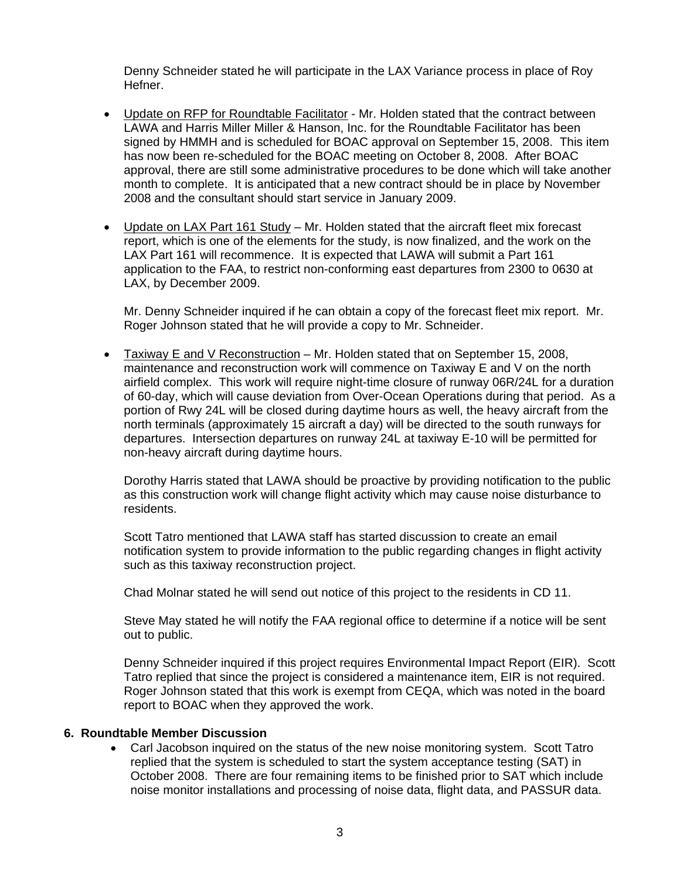Denny Schneider stated he will participate in the LAX Variance process in place of Roy Hefner.

- Update on RFP for Roundtable Facilitator - Mr. Holden stated that the contract between LAWA and Harris Miller Miller & Hanson, Inc. for the Roundtable Facilitator has been signed by HMMH and is scheduled for BOAC approval on September 15, 2008. This item has now been re-scheduled for the BOAC meeting on October 8, 2008. After BOAC approval, there are still some administrative procedures to be done which will take another month to complete. It is anticipated that a new contract should be in place by November 2008 and the consultant should start service in January 2009.

- Update on LAX Part 161 Study – Mr. Holden stated that the aircraft fleet mix forecast report, which is one of the elements for the study, is now finalized, and the work on the LAX Part 161 will recommence. It is expected that LAWA will submit a Part 161 application to the FAA, to restrict non-conforming east departures from 2300 to 0630 at LAX, by December 2009.

  Mr. Denny Schneider inquired if he can obtain a copy of the forecast fleet mix report. Mr. Roger Johnson stated that he will provide a copy to Mr. Schneider.

- Taxiway E and V Reconstruction – Mr. Holden stated that on September 15, 2008, maintenance and reconstruction work will commence on Taxiway E and V on the north airfield complex. This work will require night-time closure of runway 06R/24L for a duration of 60-day, which will cause deviation from Over-Ocean Operations during that period. As a portion of Rwy 24L will be closed during daytime hours as well, the heavy aircraft from the north terminals (approximately 15 aircraft a day) will be directed to the south runways for departures. Intersection departures on runway 24L at taxiway E-10 will be permitted for non-heavy aircraft during daytime hours.

  Dorothy Harris stated that LAWA should be proactive by providing notification to the public as this construction work will change flight activity which may cause noise disturbance to residents.

  Scott Tatro mentioned that LAWA staff has started discussion to create an email notification system to provide information to the public regarding changes in flight activity such as this taxiway reconstruction project.

  Chad Molnar stated he will send out notice of this project to the residents in CD 11.

  Steve May stated he will notify the FAA regional office to determine if a notice will be sent out to public.

  Denny Schneider inquired if this project requires Environmental Impact Report (EIR). Scott Tatro replied that since the project is considered a maintenance item, EIR is not required. Roger Johnson stated that this work is exempt from CEQA, which was noted in the board report to BOAC when they approved the work.

### 6. Roundtable Member Discussion

- Carl Jacobson inquired on the status of the new noise monitoring system. Scott Tatro replied that the system is scheduled to start the system acceptance testing (SAT) in October 2008. There are four remaining items to be finished prior to SAT which include noise monitor installations and processing of noise data, flight data, and PASSUR data.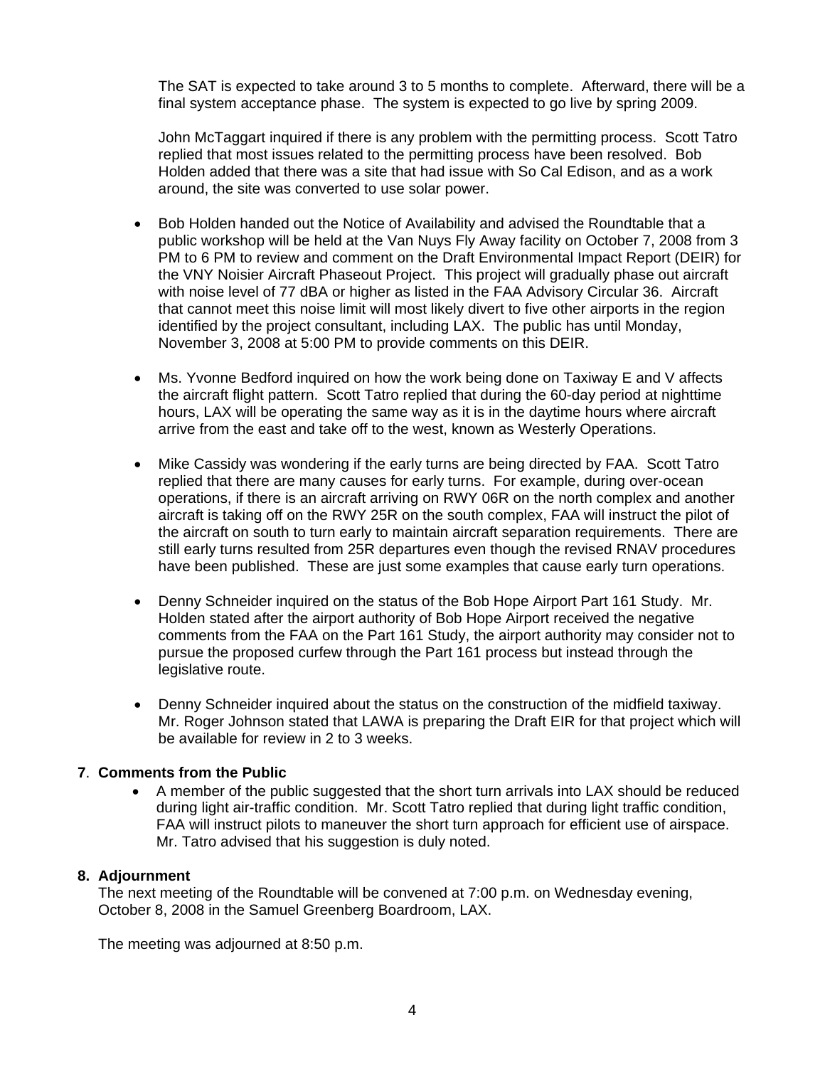The SAT is expected to take around 3 to 5 months to complete. Afterward, there will be a final system acceptance phase. The system is expected to go live by spring 2009.

John McTaggart inquired if there is any problem with the permitting process. Scott Tatro replied that most issues related to the permitting process have been resolved. Bob Holden added that there was a site that had issue with So Cal Edison, and as a work around, the site was converted to use solar power.

- Bob Holden handed out the Notice of Availability and advised the Roundtable that a public workshop will be held at the Van Nuys Fly Away facility on October 7, 2008 from 3 PM to 6 PM to review and comment on the Draft Environmental Impact Report (DEIR) for the VNY Noisier Aircraft Phaseout Project. This project will gradually phase out aircraft with noise level of 77 dBA or higher as listed in the FAA Advisory Circular 36. Aircraft that cannot meet this noise limit will most likely divert to five other airports in the region identified by the project consultant, including LAX. The public has until Monday, November 3, 2008 at 5:00 PM to provide comments on this DEIR.

- Ms. Yvonne Bedford inquired on how the work being done on Taxiway E and V affects the aircraft flight pattern. Scott Tatro replied that during the 60-day period at nighttime hours, LAX will be operating the same way as it is in the daytime hours where aircraft arrive from the east and take off to the west, known as Westerly Operations.

- Mike Cassidy was wondering if the early turns are being directed by FAA. Scott Tatro replied that there are many causes for early turns. For example, during over-ocean operations, if there is an aircraft arriving on RWY 06R on the north complex and another aircraft is taking off on the RWY 25R on the south complex, FAA will instruct the pilot of the aircraft on south to turn early to maintain aircraft separation requirements. There are still early turns resulted from 25R departures even though the revised RNAV procedures have been published. These are just some examples that cause early turn operations.

- Denny Schneider inquired on the status of the Bob Hope Airport Part 161 Study. Mr. Holden stated after the airport authority of Bob Hope Airport received the negative comments from the FAA on the Part 161 Study, the airport authority may consider not to pursue the proposed curfew through the Part 161 process but instead through the legislative route.

- Denny Schneider inquired about the status on the construction of the midfield taxiway. Mr. Roger Johnson stated that LAWA is preparing the Draft EIR for that project which will be available for review in 2 to 3 weeks.

**7**. **Comments from the Public**

- A member of the public suggested that the short turn arrivals into LAX should be reduced during light air-traffic condition. Mr. Scott Tatro replied that during light traffic condition, FAA will instruct pilots to maneuver the short turn approach for efficient use of airspace. Mr. Tatro advised that his suggestion is duly noted.

**8. Adjournment**

The next meeting of the Roundtable will be convened at 7:00 p.m. on Wednesday evening, October 8, 2008 in the Samuel Greenberg Boardroom, LAX.

The meeting was adjourned at 8:50 p.m.